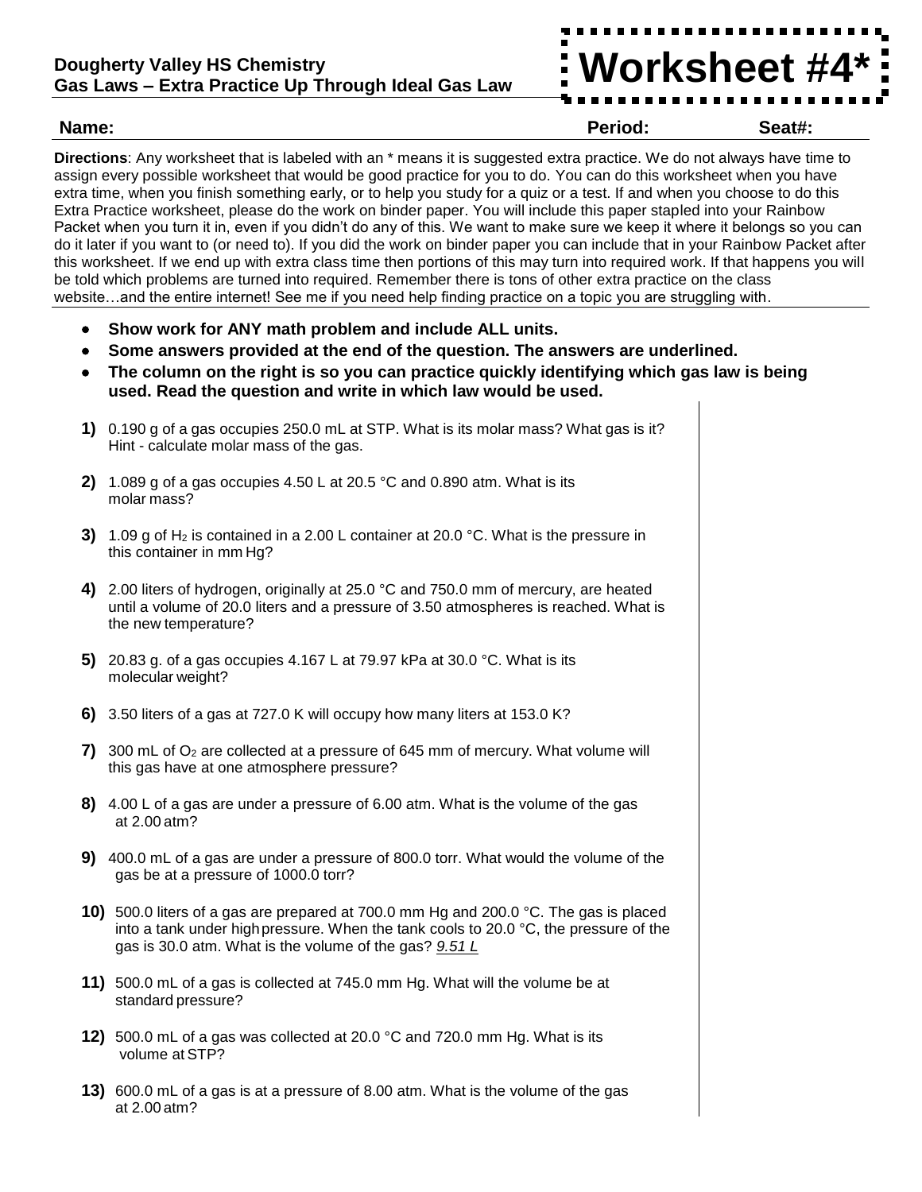**Dougherty Valley HS Chemistry**
**Gas Laws – Extra Practice Up Through Ideal Gas Law**

# Worksheet #4*

**Name:** **Period:** **Seat#:**

**Directions**: Any worksheet that is labeled with an * means it is suggested extra practice. We do not always have time to assign every possible worksheet that would be good practice for you to do. You can do this worksheet when you have extra time, when you finish something early, or to help you study for a quiz or a test. If and when you choose to do this Extra Practice worksheet, please do the work on binder paper. You will include this paper stapled into your Rainbow Packet when you turn it in, even if you didn't do any of this. We want to make sure we keep it where it belongs so you can do it later if you want to (or need to). If you did the work on binder paper you can include that in your Rainbow Packet after this worksheet. If we end up with extra class time then portions of this may turn into required work. If that happens you will be told which problems are turned into required. Remember there is tons of other extra practice on the class website…and the entire internet! See me if you need help finding practice on a topic you are struggling with.

- **Show work for ANY math problem and include ALL units.**
- **Some answers provided at the end of the question. The answers are underlined.**
- **The column on the right is so you can practice quickly identifying which gas law is being used. Read the question and write in which law would be used.**

**1)** 0.190 g of a gas occupies 250.0 mL at STP. What is its molar mass? What gas is it? Hint - calculate molar mass of the gas.

**2)** 1.089 g of a gas occupies 4.50 L at 20.5 °C and 0.890 atm. What is its molar mass?

**3)** 1.09 g of $H_2$ is contained in a 2.00 L container at 20.0 °C. What is the pressure in this container in mm Hg?

**4)** 2.00 liters of hydrogen, originally at 25.0 °C and 750.0 mm of mercury, are heated until a volume of 20.0 liters and a pressure of 3.50 atmospheres is reached. What is the new temperature?

**5)** 20.83 g. of a gas occupies 4.167 L at 79.97 kPa at 30.0 °C. What is its molecular weight?

**6)** 3.50 liters of a gas at 727.0 K will occupy how many liters at 153.0 K?

**7)** 300 mL of $O_2$ are collected at a pressure of 645 mm of mercury. What volume will this gas have at one atmosphere pressure?

**8)** 4.00 L of a gas are under a pressure of 6.00 atm. What is the volume of the gas at 2.00 atm?

**9)** 400.0 mL of a gas are under a pressure of 800.0 torr. What would the volume of the gas be at a pressure of 1000.0 torr?

**10)** 500.0 liters of a gas are prepared at 700.0 mm Hg and 200.0 °C. The gas is placed into a tank under high pressure. When the tank cools to 20.0 °C, the pressure of the gas is 30.0 atm. What is the volume of the gas? *<u>9.51 L</u>*

**11)** 500.0 mL of a gas is collected at 745.0 mm Hg. What will the volume be at standard pressure?

**12)** 500.0 mL of a gas was collected at 20.0 °C and 720.0 mm Hg. What is its volume at STP?

**13)** 600.0 mL of a gas is at a pressure of 8.00 atm. What is the volume of the gas at 2.00 atm?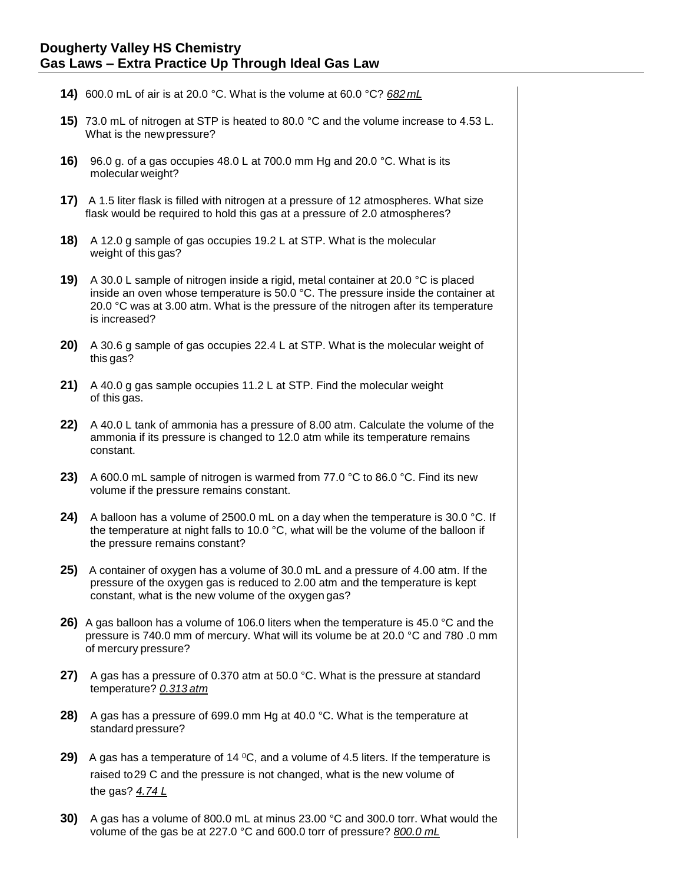## Dougherty Valley HS Chemistry
## Gas Laws – Extra Practice Up Through Ideal Gas Law

**14)** 600.0 mL of air is at 20.0 °C. What is the volume at 60.0 °C? *682 mL*

**15)** 73.0 mL of nitrogen at STP is heated to 80.0 °C and the volume increase to 4.53 L. What is the new pressure?

**16)** 96.0 g. of a gas occupies 48.0 L at 700.0 mm Hg and 20.0 °C. What is its molecular weight?

**17)** A 1.5 liter flask is filled with nitrogen at a pressure of 12 atmospheres. What size flask would be required to hold this gas at a pressure of 2.0 atmospheres?

**18)** A 12.0 g sample of gas occupies 19.2 L at STP. What is the molecular weight of this gas?

**19)** A 30.0 L sample of nitrogen inside a rigid, metal container at 20.0 °C is placed inside an oven whose temperature is 50.0 °C. The pressure inside the container at 20.0 °C was at 3.00 atm. What is the pressure of the nitrogen after its temperature is increased?

**20)** A 30.6 g sample of gas occupies 22.4 L at STP. What is the molecular weight of this gas?

**21)** A 40.0 g gas sample occupies 11.2 L at STP. Find the molecular weight of this gas.

**22)** A 40.0 L tank of ammonia has a pressure of 8.00 atm. Calculate the volume of the ammonia if its pressure is changed to 12.0 atm while its temperature remains constant.

**23)** A 600.0 mL sample of nitrogen is warmed from 77.0 °C to 86.0 °C. Find its new volume if the pressure remains constant.

**24)** A balloon has a volume of 2500.0 mL on a day when the temperature is 30.0 °C. If the temperature at night falls to 10.0 °C, what will be the volume of the balloon if the pressure remains constant?

**25)** A container of oxygen has a volume of 30.0 mL and a pressure of 4.00 atm. If the pressure of the oxygen gas is reduced to 2.00 atm and the temperature is kept constant, what is the new volume of the oxygen gas?

**26)** A gas balloon has a volume of 106.0 liters when the temperature is 45.0 °C and the pressure is 740.0 mm of mercury. What will its volume be at 20.0 °C and 780 .0 mm of mercury pressure?

**27)** A gas has a pressure of 0.370 atm at 50.0 °C. What is the pressure at standard temperature? *0.313 atm*

**28)** A gas has a pressure of 699.0 mm Hg at 40.0 °C. What is the temperature at standard pressure?

**29)** A gas has a temperature of 14 $^0$C, and a volume of 4.5 liters. If the temperature is raised to 29 C and the pressure is not changed, what is the new volume of the gas? *4.74 L*

**30)** A gas has a volume of 800.0 mL at minus 23.00 °C and 300.0 torr. What would the volume of the gas be at 227.0 °C and 600.0 torr of pressure? *800.0 mL*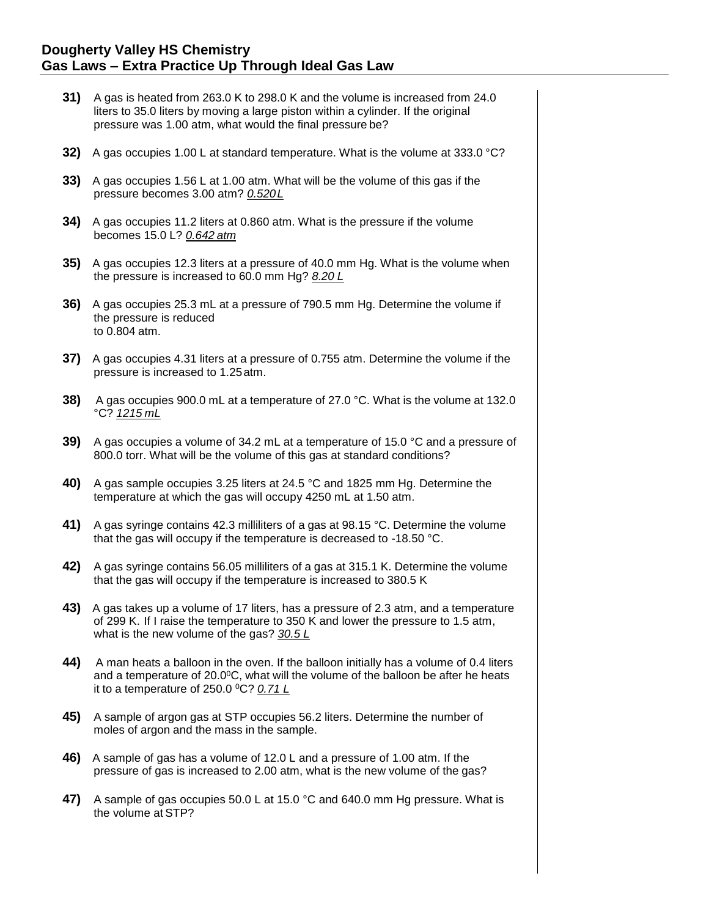## Dougherty Valley HS Chemistry
## Gas Laws – Extra Practice Up Through Ideal Gas Law

**31)** A gas is heated from 263.0 K to 298.0 K and the volume is increased from 24.0 liters to 35.0 liters by moving a large piston within a cylinder. If the original pressure was 1.00 atm, what would the final pressure be?

**32)** A gas occupies 1.00 L at standard temperature. What is the volume at 333.0 °C?

**33)** A gas occupies 1.56 L at 1.00 atm. What will be the volume of this gas if the pressure becomes 3.00 atm? *0.520 L*

**34)** A gas occupies 11.2 liters at 0.860 atm. What is the pressure if the volume becomes 15.0 L? *0.642 atm*

**35)** A gas occupies 12.3 liters at a pressure of 40.0 mm Hg. What is the volume when the pressure is increased to 60.0 mm Hg? *8.20 L*

**36)** A gas occupies 25.3 mL at a pressure of 790.5 mm Hg. Determine the volume if the pressure is reduced to 0.804 atm.

**37)** A gas occupies 4.31 liters at a pressure of 0.755 atm. Determine the volume if the pressure is increased to 1.25 atm.

**38)** A gas occupies 900.0 mL at a temperature of 27.0 °C. What is the volume at 132.0 °C? *1215 mL*

**39)** A gas occupies a volume of 34.2 mL at a temperature of 15.0 °C and a pressure of 800.0 torr. What will be the volume of this gas at standard conditions?

**40)** A gas sample occupies 3.25 liters at 24.5 °C and 1825 mm Hg. Determine the temperature at which the gas will occupy 4250 mL at 1.50 atm.

**41)** A gas syringe contains 42.3 milliliters of a gas at 98.15 °C. Determine the volume that the gas will occupy if the temperature is decreased to -18.50 °C.

**42)** A gas syringe contains 56.05 milliliters of a gas at 315.1 K. Determine the volume that the gas will occupy if the temperature is increased to 380.5 K

**43)** A gas takes up a volume of 17 liters, has a pressure of 2.3 atm, and a temperature of 299 K. If I raise the temperature to 350 K and lower the pressure to 1.5 atm, what is the new volume of the gas? *30.5 L*

**44)** A man heats a balloon in the oven. If the balloon initially has a volume of 0.4 liters and a temperature of 20.0 $^0$C, what will the volume of the balloon be after he heats it to a temperature of 250.0 $^0$C? *0.71 L*

**45)** A sample of argon gas at STP occupies 56.2 liters. Determine the number of moles of argon and the mass in the sample.

**46)** A sample of gas has a volume of 12.0 L and a pressure of 1.00 atm. If the pressure of gas is increased to 2.00 atm, what is the new volume of the gas?

**47)** A sample of gas occupies 50.0 L at 15.0 °C and 640.0 mm Hg pressure. What is the volume at STP?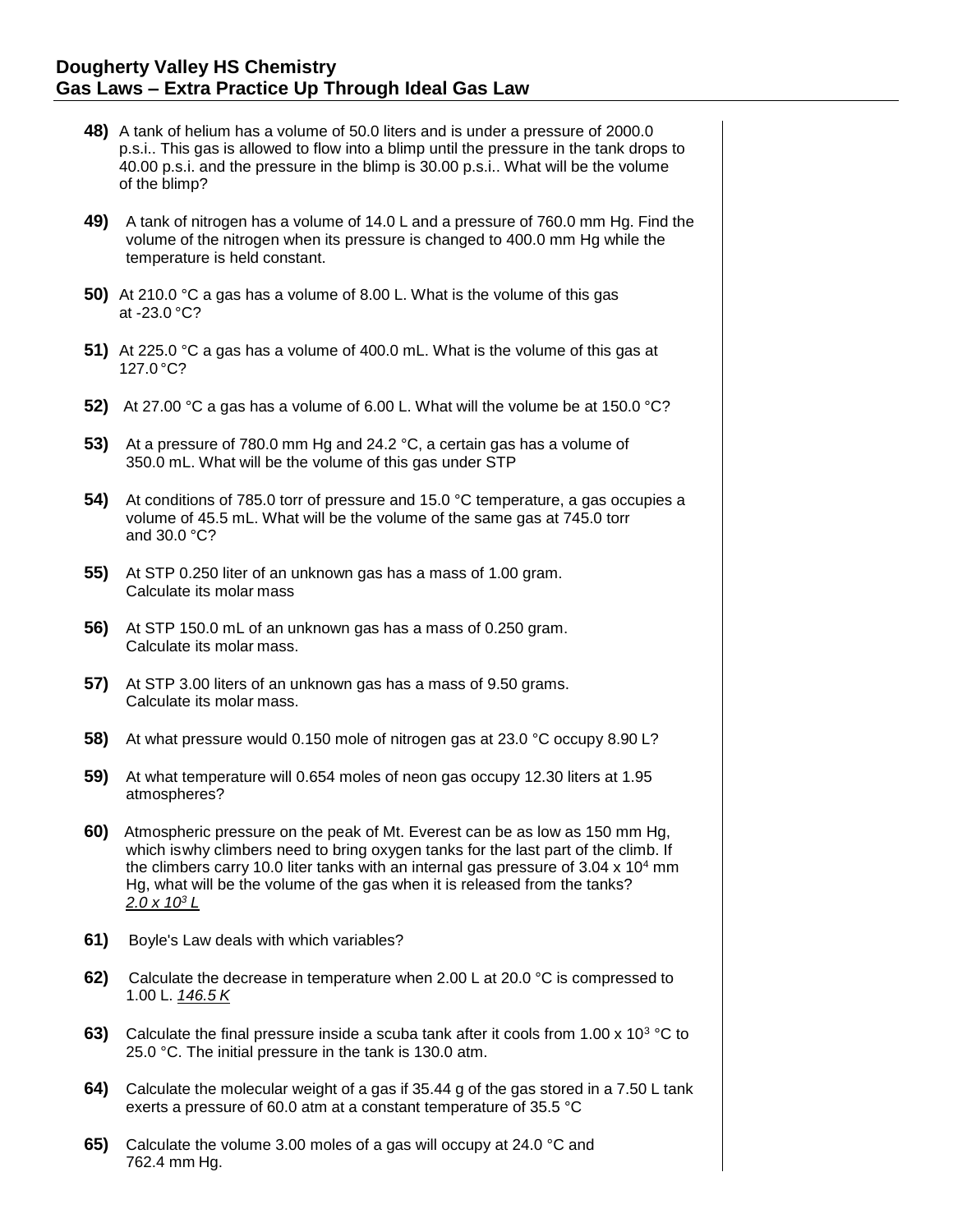## Dougherty Valley HS Chemistry
## Gas Laws – Extra Practice Up Through Ideal Gas Law

**48)** A tank of helium has a volume of 50.0 liters and is under a pressure of 2000.0 p.s.i.. This gas is allowed to flow into a blimp until the pressure in the tank drops to 40.00 p.s.i. and the pressure in the blimp is 30.00 p.s.i.. What will be the volume of the blimp?

**49)** A tank of nitrogen has a volume of 14.0 L and a pressure of 760.0 mm Hg. Find the volume of the nitrogen when its pressure is changed to 400.0 mm Hg while the temperature is held constant.

**50)** At 210.0 °C a gas has a volume of 8.00 L. What is the volume of this gas at -23.0 °C?

**51)** At 225.0 °C a gas has a volume of 400.0 mL. What is the volume of this gas at 127.0 °C?

**52)** At 27.00 °C a gas has a volume of 6.00 L. What will the volume be at 150.0 °C?

**53)** At a pressure of 780.0 mm Hg and 24.2 °C, a certain gas has a volume of 350.0 mL. What will be the volume of this gas under STP

**54)** At conditions of 785.0 torr of pressure and 15.0 °C temperature, a gas occupies a volume of 45.5 mL. What will be the volume of the same gas at 745.0 torr and 30.0 °C?

**55)** At STP 0.250 liter of an unknown gas has a mass of 1.00 gram. Calculate its molar mass

**56)** At STP 150.0 mL of an unknown gas has a mass of 0.250 gram. Calculate its molar mass.

**57)** At STP 3.00 liters of an unknown gas has a mass of 9.50 grams. Calculate its molar mass.

**58)** At what pressure would 0.150 mole of nitrogen gas at 23.0 °C occupy 8.90 L?

**59)** At what temperature will 0.654 moles of neon gas occupy 12.30 liters at 1.95 atmospheres?

**60)** Atmospheric pressure on the peak of Mt. Everest can be as low as 150 mm Hg, which iswhy climbers need to bring oxygen tanks for the last part of the climb. If the climbers carry 10.0 liter tanks with an internal gas pressure of $3.04 \times 10^4$ mm Hg, what will be the volume of the gas when it is released from the tanks?
*$2.0 \times 10^3$ L*

**61)** Boyle's Law deals with which variables?

**62)** Calculate the decrease in temperature when 2.00 L at 20.0 °C is compressed to 1.00 L. *146.5 K*

**63)** Calculate the final pressure inside a scuba tank after it cools from $1.00 \times 10^3$ °C to 25.0 °C. The initial pressure in the tank is 130.0 atm.

**64)** Calculate the molecular weight of a gas if 35.44 g of the gas stored in a 7.50 L tank exerts a pressure of 60.0 atm at a constant temperature of 35.5 °C

**65)** Calculate the volume 3.00 moles of a gas will occupy at 24.0 °C and 762.4 mm Hg.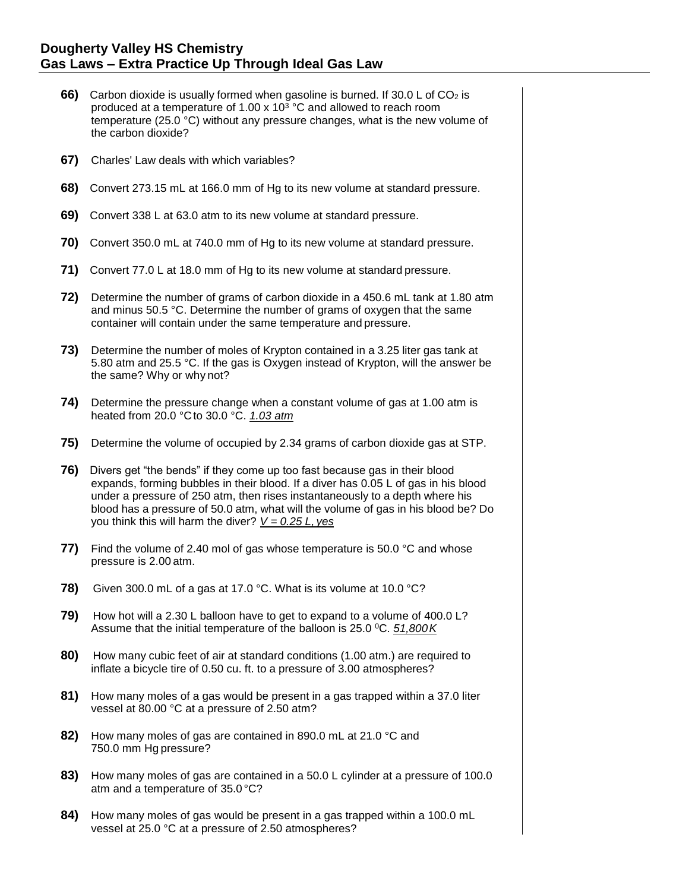## Dougherty Valley HS Chemistry
## Gas Laws – Extra Practice Up Through Ideal Gas Law

**66)** Carbon dioxide is usually formed when gasoline is burned. If 30.0 L of $CO_2$ is produced at a temperature of $1.00 \times 10^3$ °C and allowed to reach room temperature (25.0 °C) without any pressure changes, what is the new volume of the carbon dioxide?

**67)** Charles' Law deals with which variables?

**68)** Convert 273.15 mL at 166.0 mm of Hg to its new volume at standard pressure.

**69)** Convert 338 L at 63.0 atm to its new volume at standard pressure.

**70)** Convert 350.0 mL at 740.0 mm of Hg to its new volume at standard pressure.

**71)** Convert 77.0 L at 18.0 mm of Hg to its new volume at standard pressure.

**72)** Determine the number of grams of carbon dioxide in a 450.6 mL tank at 1.80 atm and minus 50.5 °C. Determine the number of grams of oxygen that the same container will contain under the same temperature and pressure.

**73)** Determine the number of moles of Krypton contained in a 3.25 liter gas tank at 5.80 atm and 25.5 °C. If the gas is Oxygen instead of Krypton, will the answer be the same? Why or why not?

**74)** Determine the pressure change when a constant volume of gas at 1.00 atm is heated from 20.0 °C to 30.0 °C. *1.03 atm*

**75)** Determine the volume of occupied by 2.34 grams of carbon dioxide gas at STP.

**76)** Divers get "the bends" if they come up too fast because gas in their blood expands, forming bubbles in their blood. If a diver has 0.05 L of gas in his blood under a pressure of 250 atm, then rises instantaneously to a depth where his blood has a pressure of 50.0 atm, what will the volume of gas in his blood be? Do you think this will harm the diver? *V = 0.25 L, yes*

**77)** Find the volume of 2.40 mol of gas whose temperature is 50.0 °C and whose pressure is 2.00 atm.

**78)** Given 300.0 mL of a gas at 17.0 °C. What is its volume at 10.0 °C?

**79)** How hot will a 2.30 L balloon have to get to expand to a volume of 400.0 L? Assume that the initial temperature of the balloon is 25.0 $^0$C. *51,800 K*

**80)** How many cubic feet of air at standard conditions (1.00 atm.) are required to inflate a bicycle tire of 0.50 cu. ft. to a pressure of 3.00 atmospheres?

**81)** How many moles of a gas would be present in a gas trapped within a 37.0 liter vessel at 80.00 °C at a pressure of 2.50 atm?

**82)** How many moles of gas are contained in 890.0 mL at 21.0 °C and 750.0 mm Hg pressure?

**83)** How many moles of gas are contained in a 50.0 L cylinder at a pressure of 100.0 atm and a temperature of 35.0 °C?

**84)** How many moles of gas would be present in a gas trapped within a 100.0 mL vessel at 25.0 °C at a pressure of 2.50 atmospheres?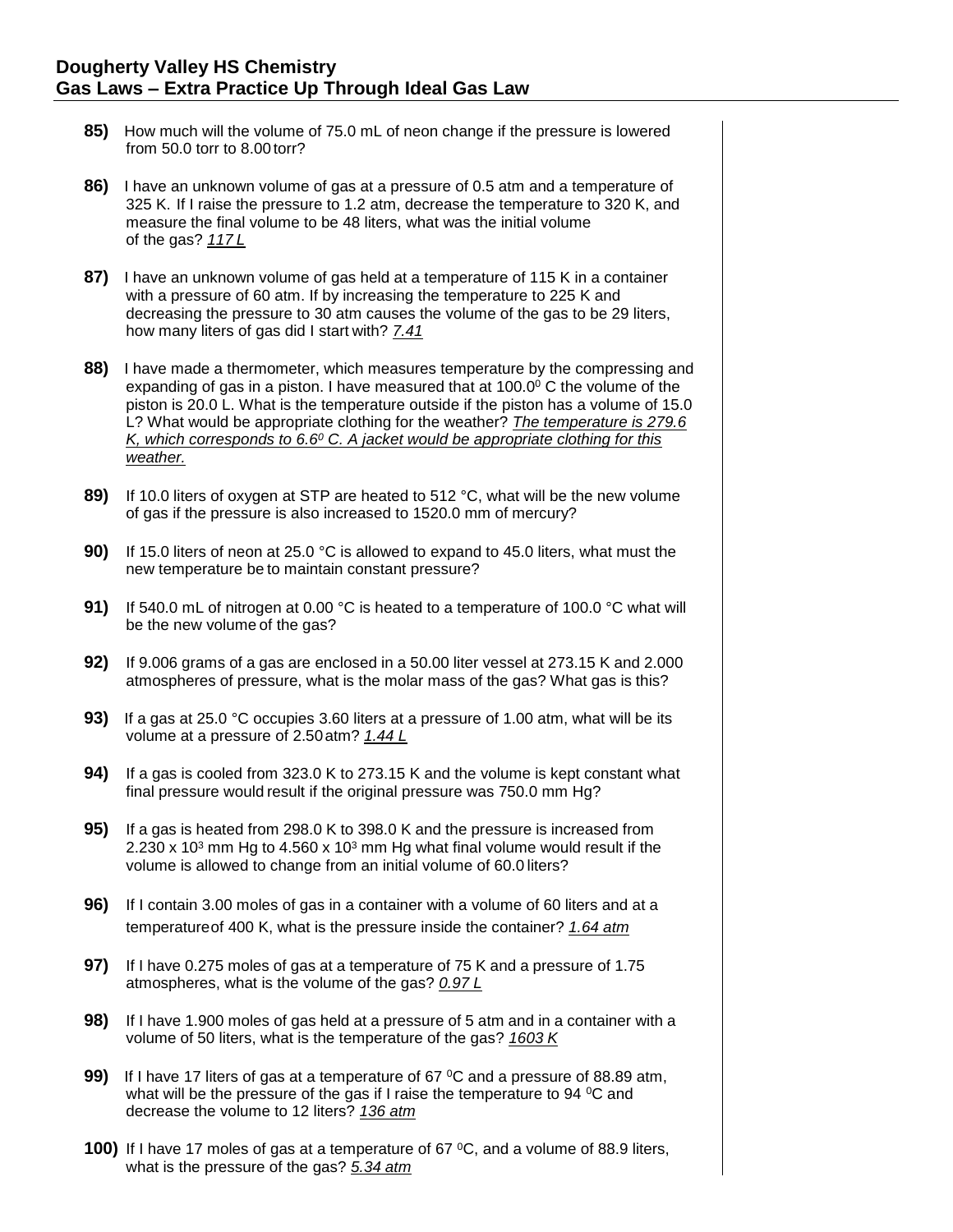**Dougherty Valley HS Chemistry**
**Gas Laws – Extra Practice Up Through Ideal Gas Law**

**85)** How much will the volume of 75.0 mL of neon change if the pressure is lowered from 50.0 torr to 8.00 torr?

**86)** I have an unknown volume of gas at a pressure of 0.5 atm and a temperature of 325 K. If I raise the pressure to 1.2 atm, decrease the temperature to 320 K, and measure the final volume to be 48 liters, what was the initial volume of the gas? *117 L*

**87)** I have an unknown volume of gas held at a temperature of 115 K in a container with a pressure of 60 atm. If by increasing the temperature to 225 K and decreasing the pressure to 30 atm causes the volume of the gas to be 29 liters, how many liters of gas did I start with? *7.41*

**88)** I have made a thermometer, which measures temperature by the compressing and expanding of gas in a piston. I have measured that at 100.0$^{0}$ C the volume of the piston is 20.0 L. What is the temperature outside if the piston has a volume of 15.0 L? What would be appropriate clothing for the weather? *The temperature is 279.6 K, which corresponds to 6.6$^{0}$ C. A jacket would be appropriate clothing for this weather.*

**89)** If 10.0 liters of oxygen at STP are heated to 512 °C, what will be the new volume of gas if the pressure is also increased to 1520.0 mm of mercury?

**90)** If 15.0 liters of neon at 25.0 °C is allowed to expand to 45.0 liters, what must the new temperature be to maintain constant pressure?

**91)** If 540.0 mL of nitrogen at 0.00 °C is heated to a temperature of 100.0 °C what will be the new volume of the gas?

**92)** If 9.006 grams of a gas are enclosed in a 50.00 liter vessel at 273.15 K and 2.000 atmospheres of pressure, what is the molar mass of the gas? What gas is this?

**93)** If a gas at 25.0 °C occupies 3.60 liters at a pressure of 1.00 atm, what will be its volume at a pressure of 2.50 atm? *1.44 L*

**94)** If a gas is cooled from 323.0 K to 273.15 K and the volume is kept constant what final pressure would result if the original pressure was 750.0 mm Hg?

**95)** If a gas is heated from 298.0 K to 398.0 K and the pressure is increased from $2.230 \times 10^{3}$ mm Hg to $4.560 \times 10^{3}$ mm Hg what final volume would result if the volume is allowed to change from an initial volume of 60.0 liters?

**96)** If I contain 3.00 moles of gas in a container with a volume of 60 liters and at a temperature of 400 K, what is the pressure inside the container? *1.64 atm*

**97)** If I have 0.275 moles of gas at a temperature of 75 K and a pressure of 1.75 atmospheres, what is the volume of the gas? *0.97 L*

**98)** If I have 1.900 moles of gas held at a pressure of 5 atm and in a container with a volume of 50 liters, what is the temperature of the gas? *1603 K*

**99)** If I have 17 liters of gas at a temperature of 67 $^{0}$C and a pressure of 88.89 atm, what will be the pressure of the gas if I raise the temperature to 94 $^{0}$C and decrease the volume to 12 liters? *136 atm*

**100)** If I have 17 moles of gas at a temperature of 67 $^{0}$C, and a volume of 88.9 liters, what is the pressure of the gas? *5.34 atm*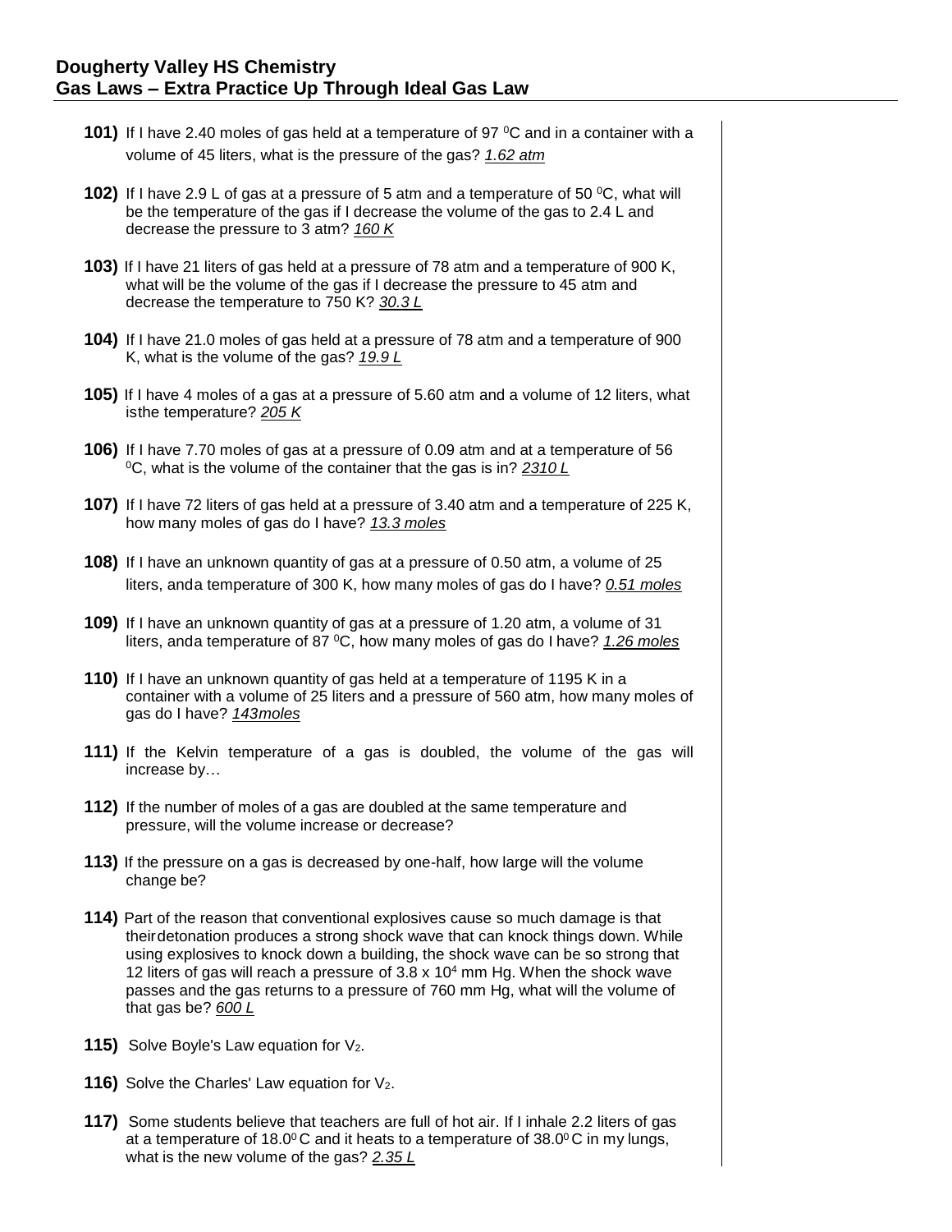## Dougherty Valley HS Chemistry
## Gas Laws – Extra Practice Up Through Ideal Gas Law

**101)** If I have 2.40 moles of gas held at a temperature of 97 $^0$C and in a container with a volume of 45 liters, what is the pressure of the gas? *1.62 atm*

**102)** If I have 2.9 L of gas at a pressure of 5 atm and a temperature of 50 $^0$C, what will be the temperature of the gas if I decrease the volume of the gas to 2.4 L and decrease the pressure to 3 atm? *160 K*

**103)** If I have 21 liters of gas held at a pressure of 78 atm and a temperature of 900 K, what will be the volume of the gas if I decrease the pressure to 45 atm and decrease the temperature to 750 K? *30.3 L*

**104)** If I have 21.0 moles of gas held at a pressure of 78 atm and a temperature of 900 K, what is the volume of the gas? *19.9 L*

**105)** If I have 4 moles of a gas at a pressure of 5.60 atm and a volume of 12 liters, what isthe temperature? *205 K*

**106)** If I have 7.70 moles of gas at a pressure of 0.09 atm and at a temperature of 56 $^0$C, what is the volume of the container that the gas is in? *2310 L*

**107)** If I have 72 liters of gas held at a pressure of 3.40 atm and a temperature of 225 K, how many moles of gas do I have? *13.3 moles*

**108)** If I have an unknown quantity of gas at a pressure of 0.50 atm, a volume of 25 liters, anda temperature of 300 K, how many moles of gas do I have? *0.51 moles*

**109)** If I have an unknown quantity of gas at a pressure of 1.20 atm, a volume of 31 liters, anda temperature of 87 $^0$C, how many moles of gas do I have? *1.26 moles*

**110)** If I have an unknown quantity of gas held at a temperature of 1195 K in a container with a volume of 25 liters and a pressure of 560 atm, how many moles of gas do I have? *143moles*

**111)** If the Kelvin temperature of a gas is doubled, the volume of the gas will increase by…

**112)** If the number of moles of a gas are doubled at the same temperature and pressure, will the volume increase or decrease?

**113)** If the pressure on a gas is decreased by one-half, how large will the volume change be?

**114)** Part of the reason that conventional explosives cause so much damage is that theirdetonation produces a strong shock wave that can knock things down. While using explosives to knock down a building, the shock wave can be so strong that 12 liters of gas will reach a pressure of $3.8 \times 10^4$ mm Hg. When the shock wave passes and the gas returns to a pressure of 760 mm Hg, what will the volume of that gas be? *600 L*

**115)** Solve Boyle's Law equation for $V_2$.

**116)** Solve the Charles' Law equation for $V_2$.

**117)** Some students believe that teachers are full of hot air. If I inhale 2.2 liters of gas at a temperature of 18.0$^0$ C and it heats to a temperature of 38.0$^0$ C in my lungs, what is the new volume of the gas? *2.35 L*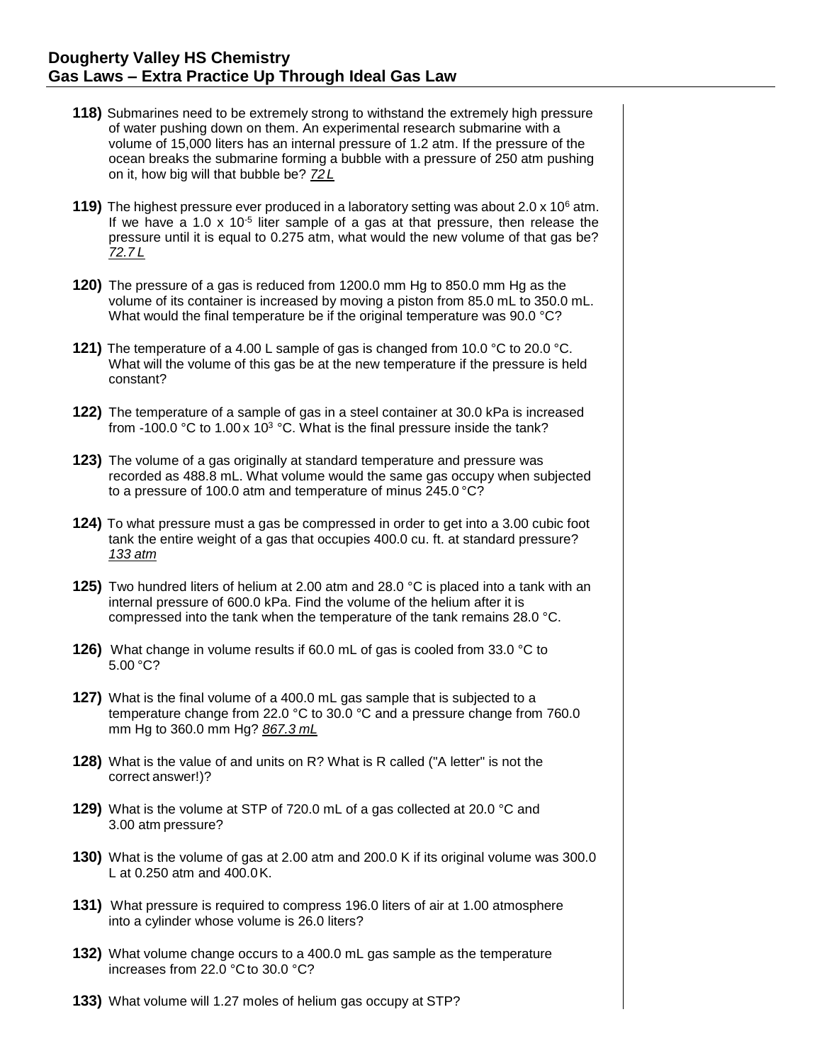## Dougherty Valley HS Chemistry
## Gas Laws – Extra Practice Up Through Ideal Gas Law

**118)** Submarines need to be extremely strong to withstand the extremely high pressure of water pushing down on them. An experimental research submarine with a volume of 15,000 liters has an internal pressure of 1.2 atm. If the pressure of the ocean breaks the submarine forming a bubble with a pressure of 250 atm pushing on it, how big will that bubble be? *72 L*

**119)** The highest pressure ever produced in a laboratory setting was about $2.0 \times 10^6$ atm. If we have a $1.0 \times 10^{-5}$ liter sample of a gas at that pressure, then release the pressure until it is equal to 0.275 atm, what would the new volume of that gas be? *72.7 L*

**120)** The pressure of a gas is reduced from 1200.0 mm Hg to 850.0 mm Hg as the volume of its container is increased by moving a piston from 85.0 mL to 350.0 mL. What would the final temperature be if the original temperature was 90.0 °C?

**121)** The temperature of a 4.00 L sample of gas is changed from 10.0 °C to 20.0 °C. What will the volume of this gas be at the new temperature if the pressure is held constant?

**122)** The temperature of a sample of gas in a steel container at 30.0 kPa is increased from -100.0 °C to $1.00 \times 10^3$ °C. What is the final pressure inside the tank?

**123)** The volume of a gas originally at standard temperature and pressure was recorded as 488.8 mL. What volume would the same gas occupy when subjected to a pressure of 100.0 atm and temperature of minus 245.0 °C?

**124)** To what pressure must a gas be compressed in order to get into a 3.00 cubic foot tank the entire weight of a gas that occupies 400.0 cu. ft. at standard pressure? *133 atm*

**125)** Two hundred liters of helium at 2.00 atm and 28.0 °C is placed into a tank with an internal pressure of 600.0 kPa. Find the volume of the helium after it is compressed into the tank when the temperature of the tank remains 28.0 °C.

**126)** What change in volume results if 60.0 mL of gas is cooled from 33.0 °C to 5.00 °C?

**127)** What is the final volume of a 400.0 mL gas sample that is subjected to a temperature change from 22.0 °C to 30.0 °C and a pressure change from 760.0 mm Hg to 360.0 mm Hg? *867.3 mL*

**128)** What is the value of and units on R? What is R called ("A letter" is not the correct answer!)?

**129)** What is the volume at STP of 720.0 mL of a gas collected at 20.0 °C and 3.00 atm pressure?

**130)** What is the volume of gas at 2.00 atm and 200.0 K if its original volume was 300.0 L at 0.250 atm and 400.0 K.

**131)** What pressure is required to compress 196.0 liters of air at 1.00 atmosphere into a cylinder whose volume is 26.0 liters?

**132)** What volume change occurs to a 400.0 mL gas sample as the temperature increases from 22.0 °C to 30.0 °C?

**133)** What volume will 1.27 moles of helium gas occupy at STP?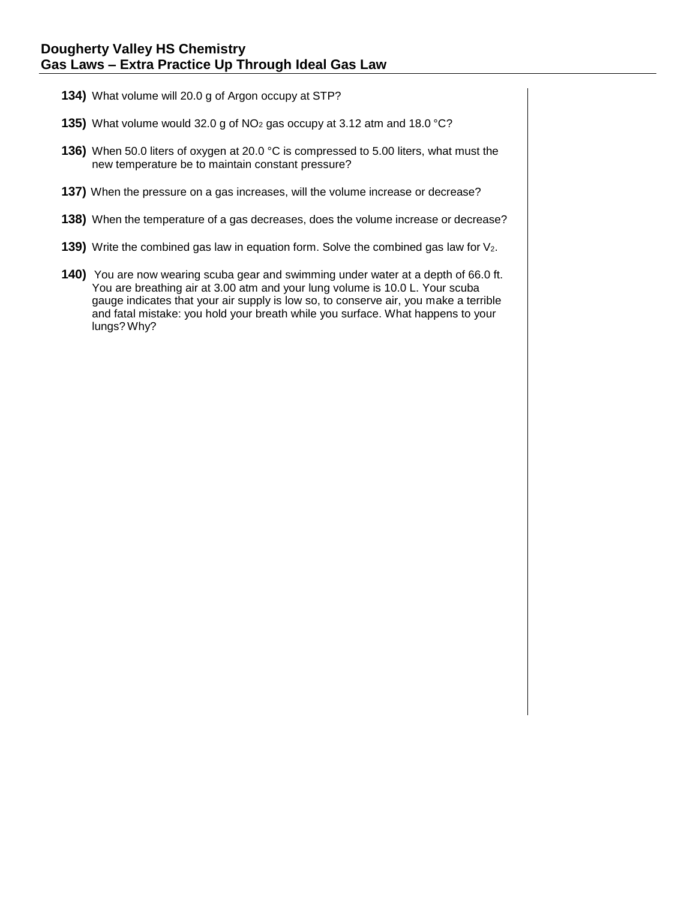**134)** What volume will 20.0 g of Argon occupy at STP?

**135)** What volume would 32.0 g of $NO_2$ gas occupy at 3.12 atm and 18.0 °C?

**136)** When 50.0 liters of oxygen at 20.0 °C is compressed to 5.00 liters, what must the new temperature be to maintain constant pressure?

**137)** When the pressure on a gas increases, will the volume increase or decrease?

**138)** When the temperature of a gas decreases, does the volume increase or decrease?

**139)** Write the combined gas law in equation form. Solve the combined gas law for $V_2$.

**140)** You are now wearing scuba gear and swimming under water at a depth of 66.0 ft. You are breathing air at 3.00 atm and your lung volume is 10.0 L. Your scuba gauge indicates that your air supply is low so, to conserve air, you make a terrible and fatal mistake: you hold your breath while you surface. What happens to your lungs? Why?